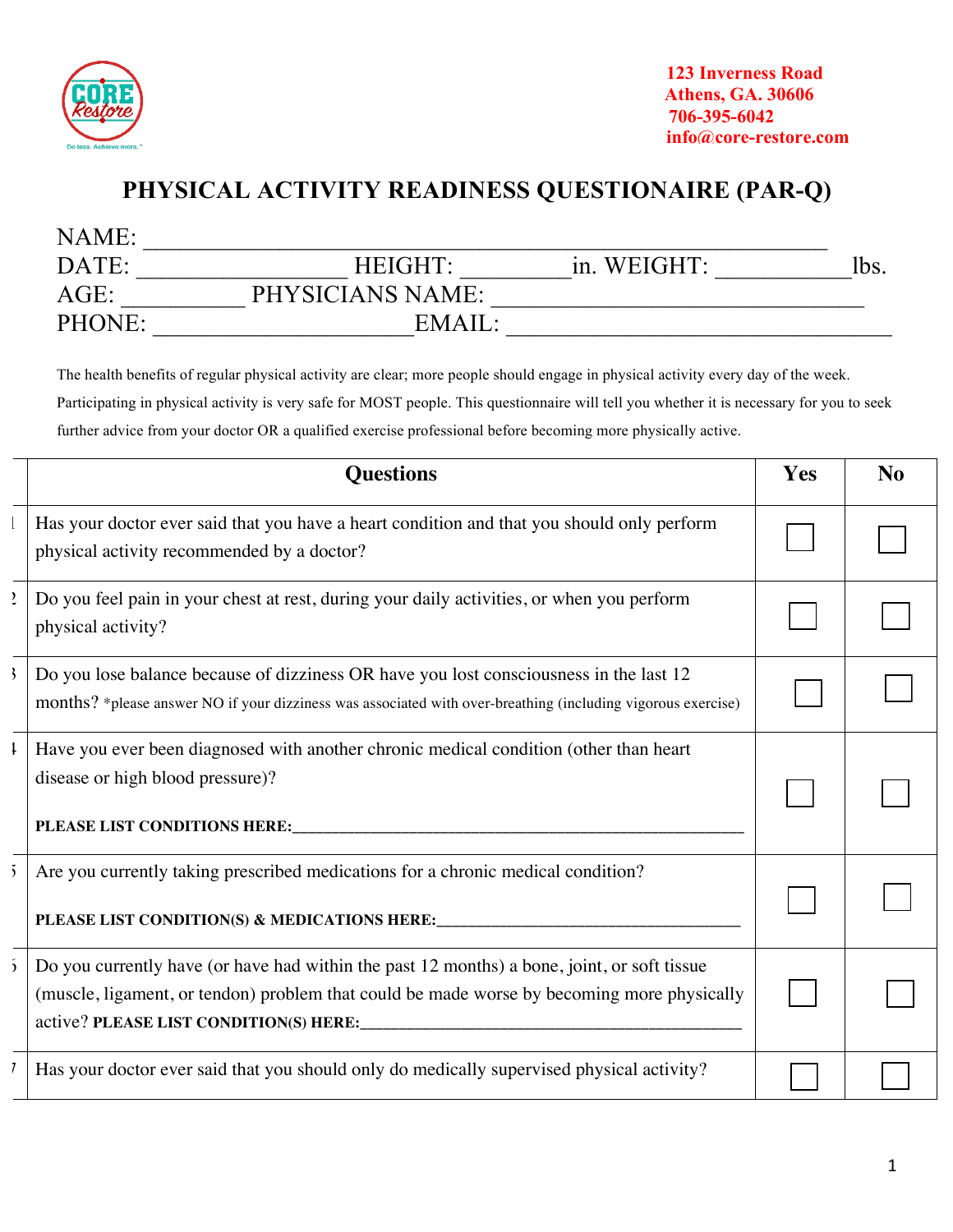123 Inverness Road
Athens, GA. 30606
706-395-6042
info@core-restore.com

# PHYSICAL ACTIVITY READINESS QUESTIONAIRE (PAR-Q)

NAME: ____________________________________________________
DATE: ________________ HEIGHT: _________in. WEIGHT: ___________lbs.
AGE: __________ PHYSICIANS NAME: ______________________________
PHONE: _____________________EMAIL: ________________________________

The health benefits of regular physical activity are clear; more people should engage in physical activity every day of the week. Participating in physical activity is very safe for MOST people. This questionnaire will tell you whether it is necessary for you to seek further advice from your doctor OR a qualified exercise professional before becoming more physically active.

| | Questions | Yes | No |
|---|---|---|---|
| 1 | Has your doctor ever said that you have a heart condition and that you should only perform physical activity recommended by a doctor? | ☐ | ☐ |
| 2 | Do you feel pain in your chest at rest, during your daily activities, or when you perform physical activity? | ☐ | ☐ |
| 3 | Do you lose balance because of dizziness OR have you lost consciousness in the last 12 months? *please answer NO if your dizziness was associated with over-breathing (including vigorous exercise) | ☐ | ☐ |
| 4 | Have you ever been diagnosed with another chronic medical condition (other than heart disease or high blood pressure)? **PLEASE LIST CONDITIONS HERE:**________________________________ | ☐ | ☐ |
| 5 | Are you currently taking prescribed medications for a chronic medical condition? **PLEASE LIST CONDITION(S) & MEDICATIONS HERE:**______________________ | ☐ | ☐ |
| 6 | Do you currently have (or have had within the past 12 months) a bone, joint, or soft tissue (muscle, ligament, or tendon) problem that could be made worse by becoming more physically active? **PLEASE LIST CONDITION(S) HERE:**__________________________ | ☐ | ☐ |
| 7 | Has your doctor ever said that you should only do medically supervised physical activity? | ☐ | ☐ |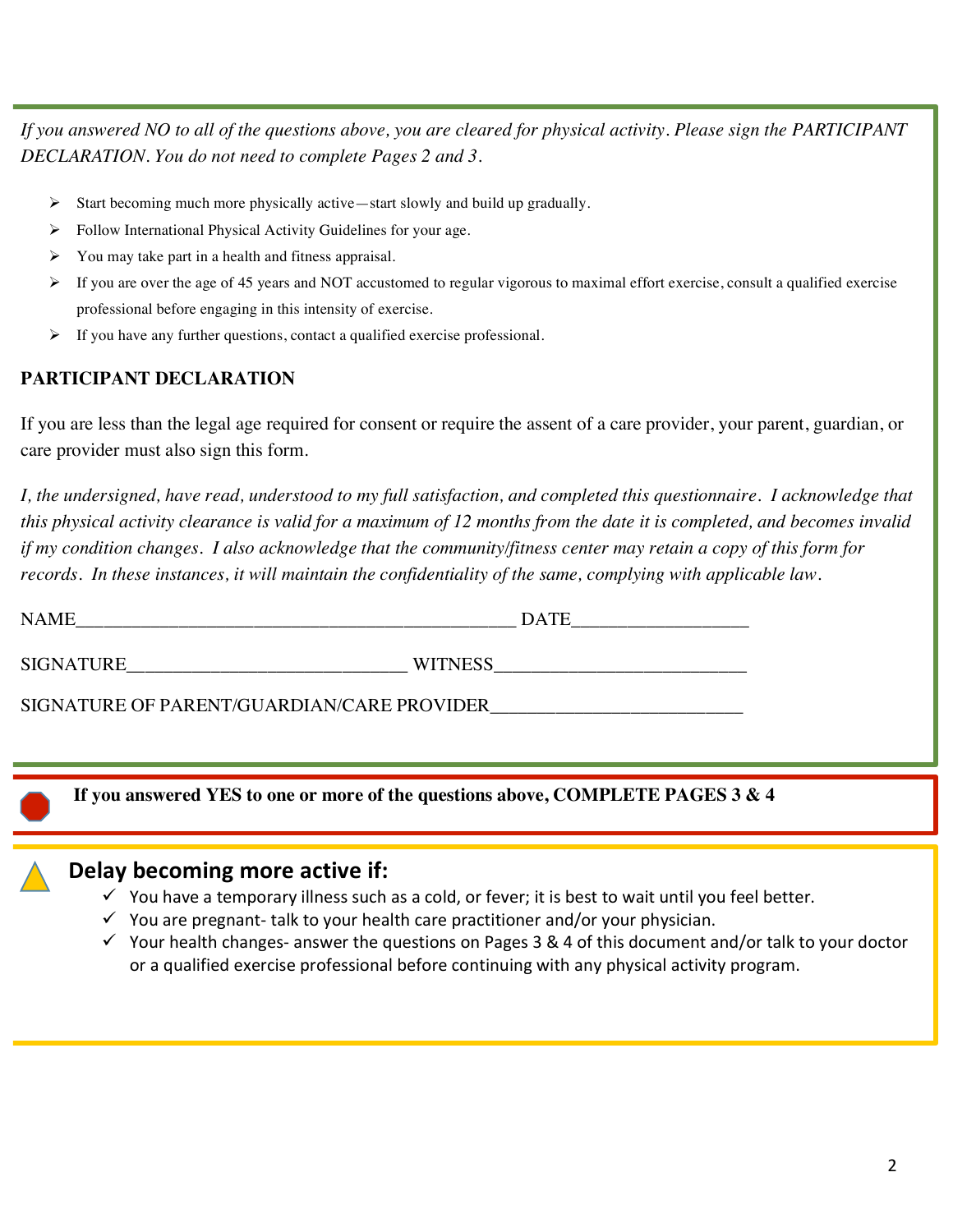*If you answered NO to all of the questions above, you are cleared for physical activity. Please sign the PARTICIPANT DECLARATION. You do not need to complete Pages 2 and 3.*

- Start becoming much more physically active—start slowly and build up gradually.
- Follow International Physical Activity Guidelines for your age.
- You may take part in a health and fitness appraisal.
- If you are over the age of 45 years and NOT accustomed to regular vigorous to maximal effort exercise, consult a qualified exercise professional before engaging in this intensity of exercise.
- If you have any further questions, contact a qualified exercise professional.

**PARTICIPANT DECLARATION**

If you are less than the legal age required for consent or require the assent of a care provider, your parent, guardian, or care provider must also sign this form.

*I, the undersigned, have read, understood to my full satisfaction, and completed this questionnaire. I acknowledge that this physical activity clearance is valid for a maximum of 12 months from the date it is completed, and becomes invalid if my condition changes. I also acknowledge that the community/fitness center may retain a copy of this form for records. In these instances, it will maintain the confidentiality of the same, complying with applicable law.*

NAME_______________________________________________ DATE__________________

SIGNATURE____________________________ WITNESS_________________________

SIGNATURE OF PARENT/GUARDIAN/CARE PROVIDER_________________________

**If you answered YES to one or more of the questions above, COMPLETE PAGES 3 & 4**

## Delay becoming more active if:

- ✓ You have a temporary illness such as a cold, or fever; it is best to wait until you feel better.
- ✓ You are pregnant- talk to your health care practitioner and/or your physician.
- ✓ Your health changes- answer the questions on Pages 3 & 4 of this document and/or talk to your doctor or a qualified exercise professional before continuing with any physical activity program.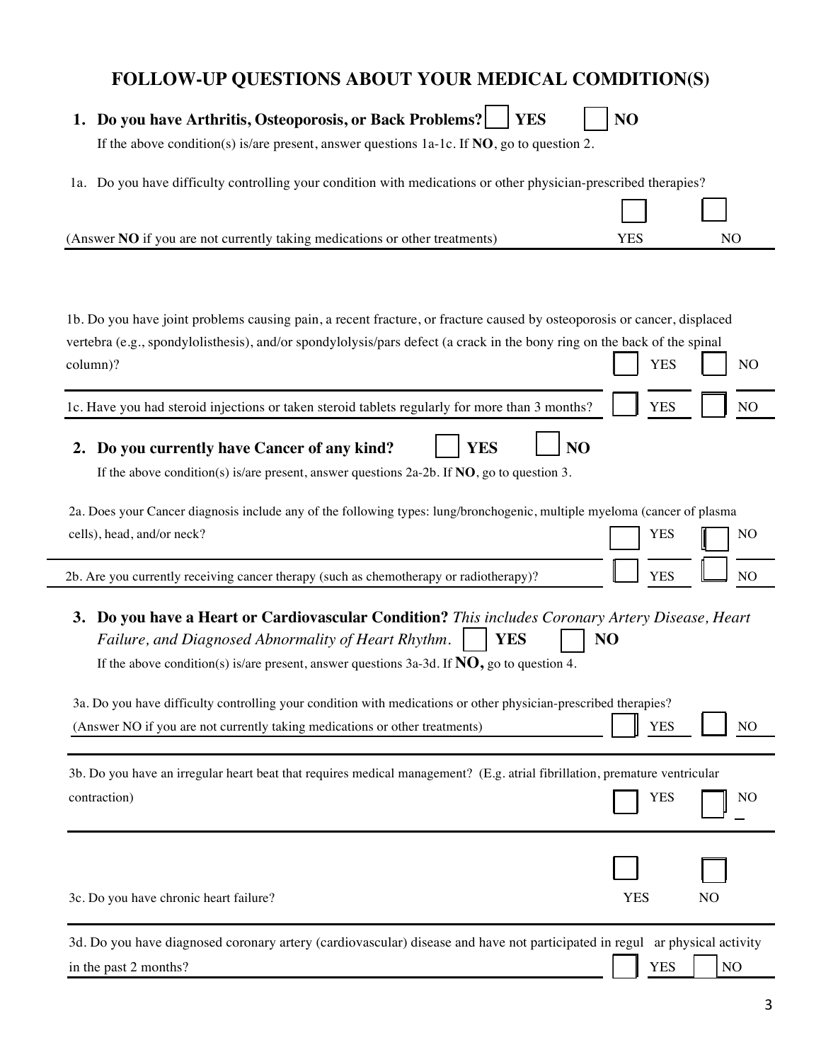# FOLLOW-UP QUESTIONS ABOUT YOUR MEDICAL COMDITION(S)

**1. Do you have Arthritis, Osteoporosis, or Back Problems?** ☐ **YES** ☐ **NO**

If the above condition(s) is/are present, answer questions 1a-1c. If **NO**, go to question 2.

1a. Do you have difficulty controlling your condition with medications or other physician-prescribed therapies?
(Answer **NO** if you are not currently taking medications or other treatments) ☐ YES ☐ NO

1b. Do you have joint problems causing pain, a recent fracture, or fracture caused by osteoporosis or cancer, displaced vertebra (e.g., spondylolisthesis), and/or spondylolysis/pars defect (a crack in the bony ring on the back of the spinal column)? ☐ YES ☐ NO

1c. Have you had steroid injections or taken steroid tablets regularly for more than 3 months? ☐ YES ☐ NO

**2. Do you currently have Cancer of any kind?** ☐ **YES** ☐ **NO**

If the above condition(s) is/are present, answer questions 2a-2b. If **NO**, go to question 3.

2a. Does your Cancer diagnosis include any of the following types: lung/bronchogenic, multiple myeloma (cancer of plasma cells), head, and/or neck? ☐ YES ☐ NO

2b. Are you currently receiving cancer therapy (such as chemotherapy or radiotherapy)? ☐ YES ☐ NO

**3. Do you have a Heart or Cardiovascular Condition?** *This includes Coronary Artery Disease, Heart Failure, and Diagnosed Abnormality of Heart Rhythm.* ☐ **YES** ☐ **NO**

If the above condition(s) is/are present, answer questions 3a-3d. If **NO,** go to question 4.

3a. Do you have difficulty controlling your condition with medications or other physician-prescribed therapies?
(Answer NO if you are not currently taking medications or other treatments) ☐ YES ☐ NO

3b. Do you have an irregular heart beat that requires medical management? (E.g. atrial fibrillation, premature ventricular contraction) ☐ YES ☐ NO

3c. Do you have chronic heart failure? ☐ YES ☐ NO

3d. Do you have diagnosed coronary artery (cardiovascular) disease and have not participated in regul ar physical activity in the past 2 months? ☐ YES ☐ NO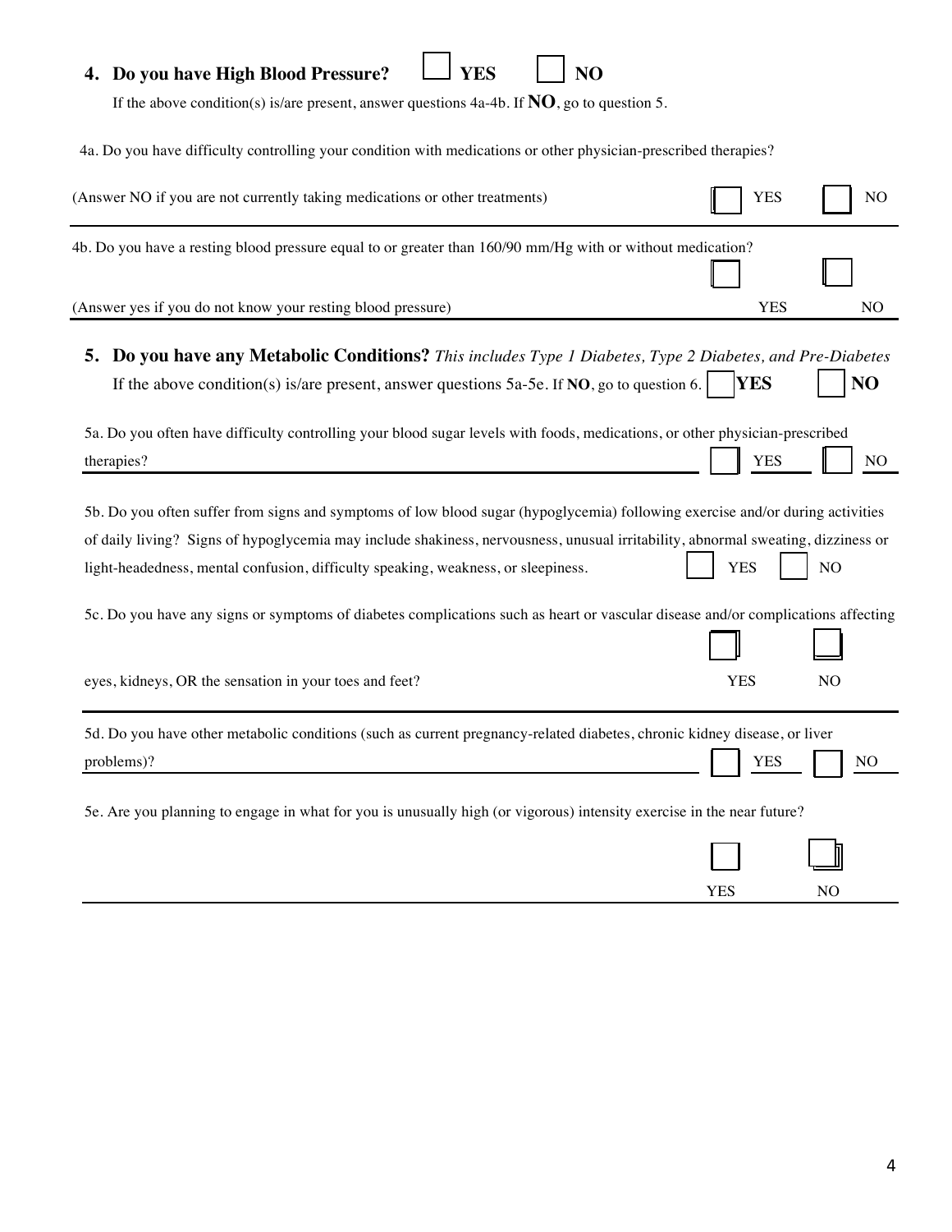**4. Do you have High Blood Pressure?** ☐ **YES** ☐ **NO**

If the above condition(s) is/are present, answer questions 4a-4b. If **NO**, go to question 5.

4a. Do you have difficulty controlling your condition with medications or other physician-prescribed therapies?

(Answer NO if you are not currently taking medications or other treatments) ☐ YES ☐ NO

4b. Do you have a resting blood pressure equal to or greater than 160/90 mm/Hg with or without medication?

(Answer yes if you do not know your resting blood pressure) ☐ YES ☐ NO

**5. Do you have any Metabolic Conditions?** *This includes Type 1 Diabetes, Type 2 Diabetes, and Pre-Diabetes*

If the above condition(s) is/are present, answer questions 5a-5e. If **NO**, go to question 6. ☐ **YES** ☐ **NO**

5a. Do you often have difficulty controlling your blood sugar levels with foods, medications, or other physician-prescribed therapies? ☐ YES ☐ NO

5b. Do you often suffer from signs and symptoms of low blood sugar (hypoglycemia) following exercise and/or during activities of daily living? Signs of hypoglycemia may include shakiness, nervousness, unusual irritability, abnormal sweating, dizziness or light-headedness, mental confusion, difficulty speaking, weakness, or sleepiness. ☐ YES ☐ NO

5c. Do you have any signs or symptoms of diabetes complications such as heart or vascular disease and/or complications affecting eyes, kidneys, OR the sensation in your toes and feet? ☐ YES ☐ NO

5d. Do you have other metabolic conditions (such as current pregnancy-related diabetes, chronic kidney disease, or liver problems)? ☐ YES ☐ NO

5e. Are you planning to engage in what for you is unusually high (or vigorous) intensity exercise in the near future?

☐ YES ☐ NO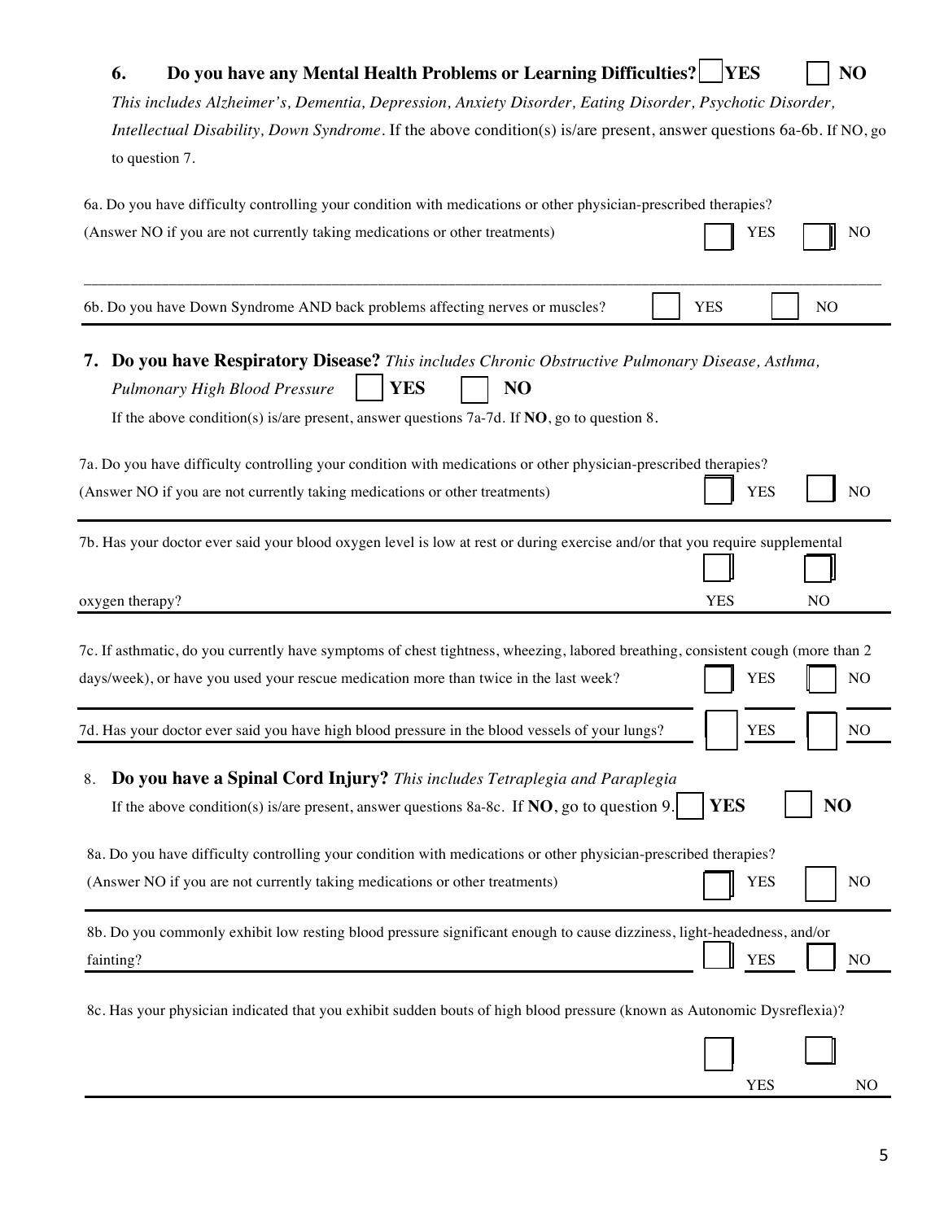**6. Do you have any Mental Health Problems or Learning Difficulties?** ☐ **YES** ☐ **NO**

*This includes Alzheimer's, Dementia, Depression, Anxiety Disorder, Eating Disorder, Psychotic Disorder, Intellectual Disability, Down Syndrome*. If the above condition(s) is/are present, answer questions 6a-6b. If NO, go to question 7.

6a. Do you have difficulty controlling your condition with medications or other physician-prescribed therapies? (Answer NO if you are not currently taking medications or other treatments) ☐ YES ☐ NO

6b. Do you have Down Syndrome AND back problems affecting nerves or muscles? ☐ YES ☐ NO

**7. Do you have Respiratory Disease?** *This includes Chronic Obstructive Pulmonary Disease, Asthma, Pulmonary High Blood Pressure* ☐ **YES** ☐ **NO**

If the above condition(s) is/are present, answer questions 7a-7d. If **NO**, go to question 8.

7a. Do you have difficulty controlling your condition with medications or other physician-prescribed therapies? (Answer NO if you are not currently taking medications or other treatments) ☐ YES ☐ NO

7b. Has your doctor ever said your blood oxygen level is low at rest or during exercise and/or that you require supplemental oxygen therapy? ☐ YES ☐ NO

7c. If asthmatic, do you currently have symptoms of chest tightness, wheezing, labored breathing, consistent cough (more than 2 days/week), or have you used your rescue medication more than twice in the last week? ☐ YES ☐ NO

7d. Has your doctor ever said you have high blood pressure in the blood vessels of your lungs? ☐ YES ☐ NO

**8. Do you have a Spinal Cord Injury?** *This includes Tetraplegia and Paraplegia*

If the above condition(s) is/are present, answer questions 8a-8c. If **NO**, go to question 9. ☐ **YES** ☐ **NO**

8a. Do you have difficulty controlling your condition with medications or other physician-prescribed therapies? (Answer NO if you are not currently taking medications or other treatments) ☐ YES ☐ NO

8b. Do you commonly exhibit low resting blood pressure significant enough to cause dizziness, light-headedness, and/or fainting? ☐ YES ☐ NO

8c. Has your physician indicated that you exhibit sudden bouts of high blood pressure (known as Autonomic Dysreflexia)? ☐ YES ☐ NO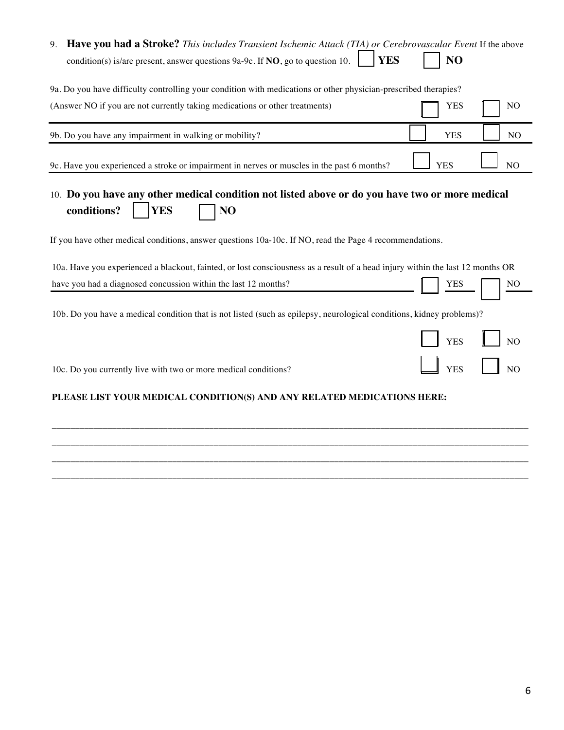9. **Have you had a Stroke?** *This includes Transient Ischemic Attack (TIA) or Cerebrovascular Event* If the above condition(s) is/are present, answer questions 9a-9c. If **NO**, go to question 10. ☐ **YES** ☐ **NO**

9a. Do you have difficulty controlling your condition with medications or other physician-prescribed therapies? (Answer NO if you are not currently taking medications or other treatments) ☐ YES ☐ NO

9b. Do you have any impairment in walking or mobility? ☐ YES ☐ NO

9c. Have you experienced a stroke or impairment in nerves or muscles in the past 6 months? ☐ YES ☐ NO

10. **Do you have any other medical condition not listed above or do you have two or more medical conditions?** ☐ **YES** ☐ **NO**

If you have other medical conditions, answer questions 10a-10c. If NO, read the Page 4 recommendations.

10a. Have you experienced a blackout, fainted, or lost consciousness as a result of a head injury within the last 12 months OR have you had a diagnosed concussion within the last 12 months? ☐ YES ☐ NO

10b. Do you have a medical condition that is not listed (such as epilepsy, neurological conditions, kidney problems)? ☐ YES ☐ NO

10c. Do you currently live with two or more medical conditions? ☐ YES ☐ NO

**PLEASE LIST YOUR MEDICAL CONDITION(S) AND ANY RELATED MEDICATIONS HERE:**

______________________________________________________________________________

______________________________________________________________________________

______________________________________________________________________________

______________________________________________________________________________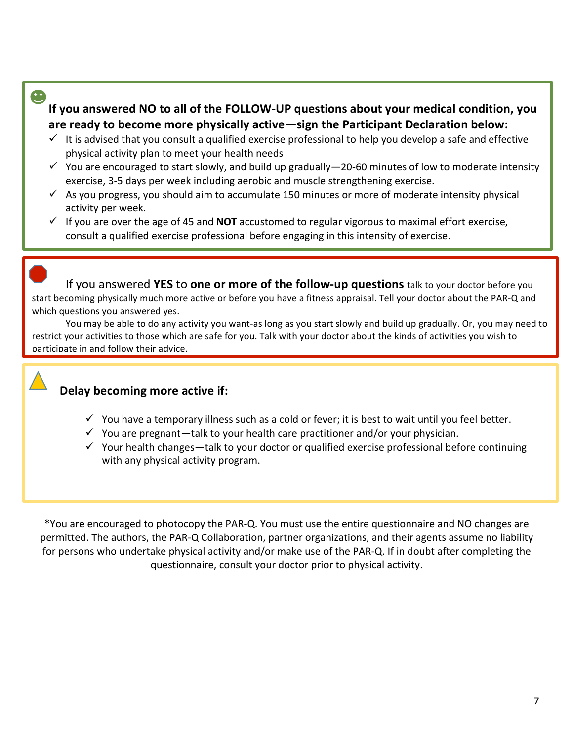**If you answered NO to all of the FOLLOW-UP questions about your medical condition, you are ready to become more physically active—sign the Participant Declaration below:**

- ✓ It is advised that you consult a qualified exercise professional to help you develop a safe and effective physical activity plan to meet your health needs
- ✓ You are encouraged to start slowly, and build up gradually—20-60 minutes of low to moderate intensity exercise, 3-5 days per week including aerobic and muscle strengthening exercise.
- ✓ As you progress, you should aim to accumulate 150 minutes or more of moderate intensity physical activity per week.
- ✓ If you are over the age of 45 and **NOT** accustomed to regular vigorous to maximal effort exercise, consult a qualified exercise professional before engaging in this intensity of exercise.

If you answered **YES** to **one or more of the follow-up questions** talk to your doctor before you start becoming physically much more active or before you have a fitness appraisal. Tell your doctor about the PAR-Q and which questions you answered yes.

You may be able to do any activity you want-as long as you start slowly and build up gradually. Or, you may need to restrict your activities to those which are safe for you. Talk with your doctor about the kinds of activities you wish to participate in and follow their advice.

**Delay becoming more active if:**

- ✓ You have a temporary illness such as a cold or fever; it is best to wait until you feel better.
- ✓ You are pregnant—talk to your health care practitioner and/or your physician.
- ✓ Your health changes—talk to your doctor or qualified exercise professional before continuing with any physical activity program.

*You are encouraged to photocopy the PAR-Q. You must use the entire questionnaire and NO changes are permitted. The authors, the PAR-Q Collaboration, partner organizations, and their agents assume no liability for persons who undertake physical activity and/or make use of the PAR-Q. If in doubt after completing the questionnaire, consult your doctor prior to physical activity.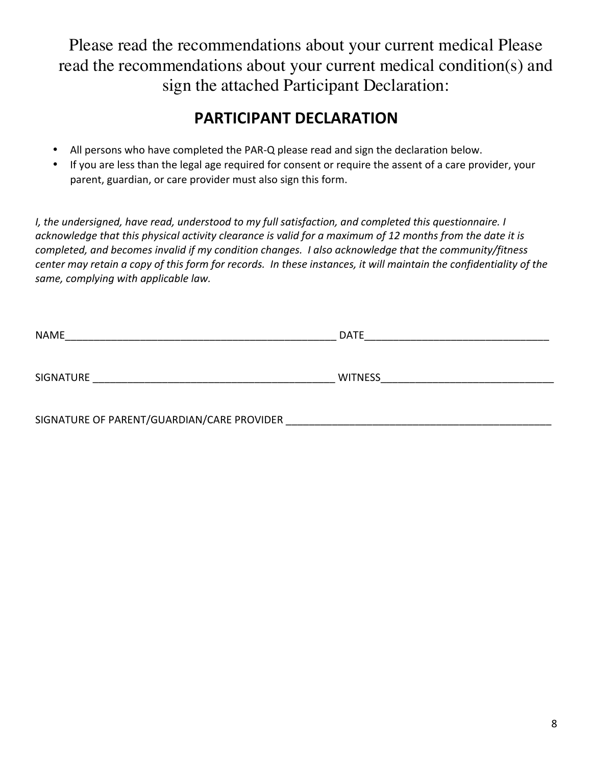Please read the recommendations about your current medical Please read the recommendations about your current medical condition(s) and sign the attached Participant Declaration:

## PARTICIPANT DECLARATION

- All persons who have completed the PAR-Q please read and sign the declaration below.
- If you are less than the legal age required for consent or require the assent of a care provider, your parent, guardian, or care provider must also sign this form.

*I, the undersigned, have read, understood to my full satisfaction, and completed this questionnaire. I acknowledge that this physical activity clearance is valid for a maximum of 12 months from the date it is completed, and becomes invalid if my condition changes. I also acknowledge that the community/fitness center may retain a copy of this form for records. In these instances, it will maintain the confidentiality of the same, complying with applicable law.*

NAME_______________________________________________ DATE_______________________________

SIGNATURE _________________________________________ WITNESS_____________________________

SIGNATURE OF PARENT/GUARDIAN/CARE PROVIDER _____________________________________________